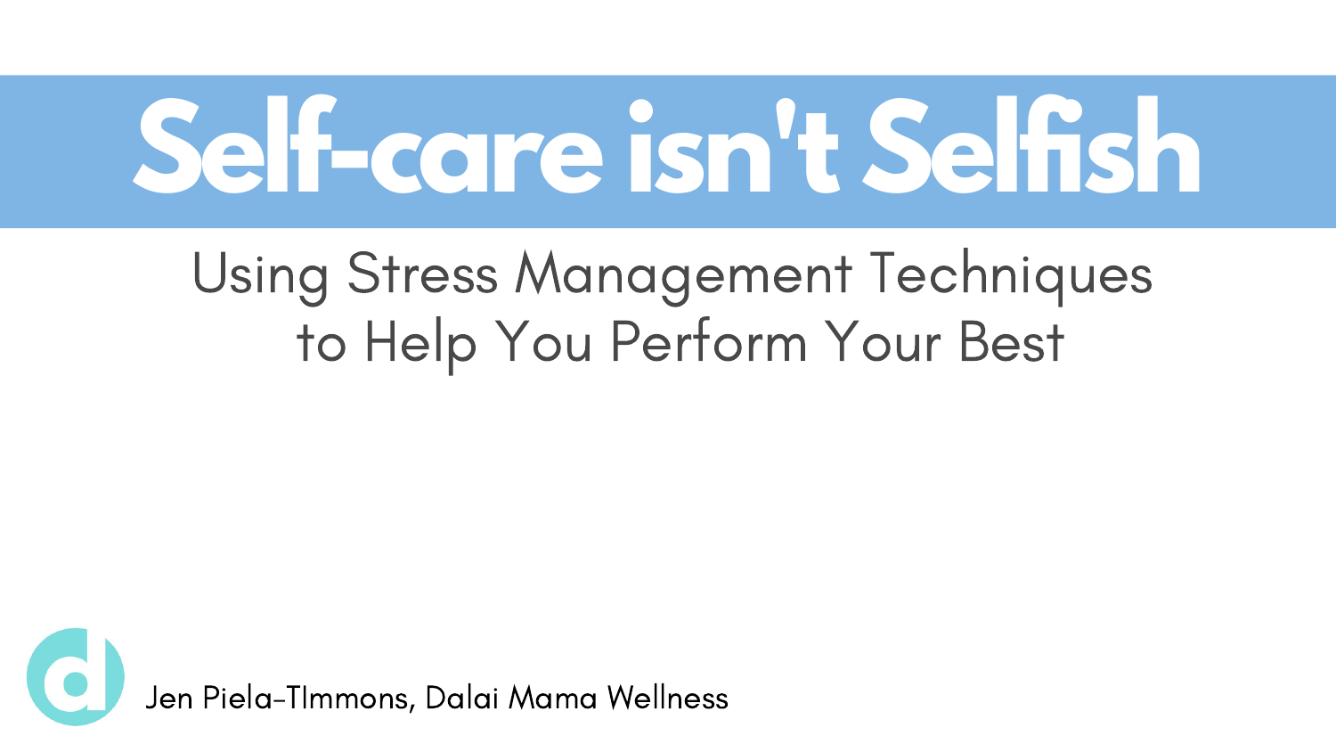# Self-care isn't Selfish

## Using Stress Management Techniques to Help You Perform Your Best

Jen Piela-TImmons, Dalai Mama Wellness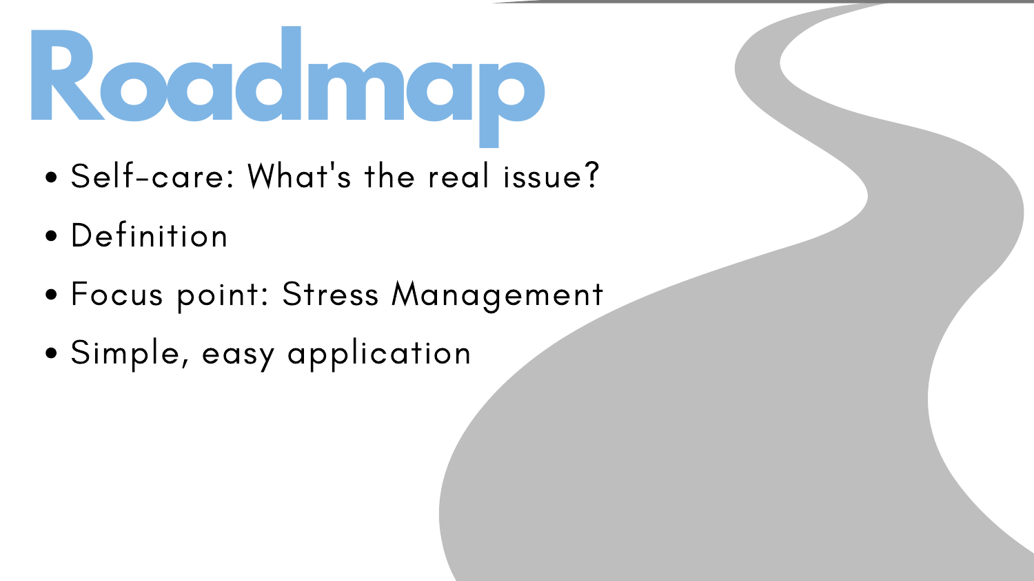# Roadmap

- Self-care: What's the real issue?
- Definition
- Focus point: Stress Management
- Simple, easy application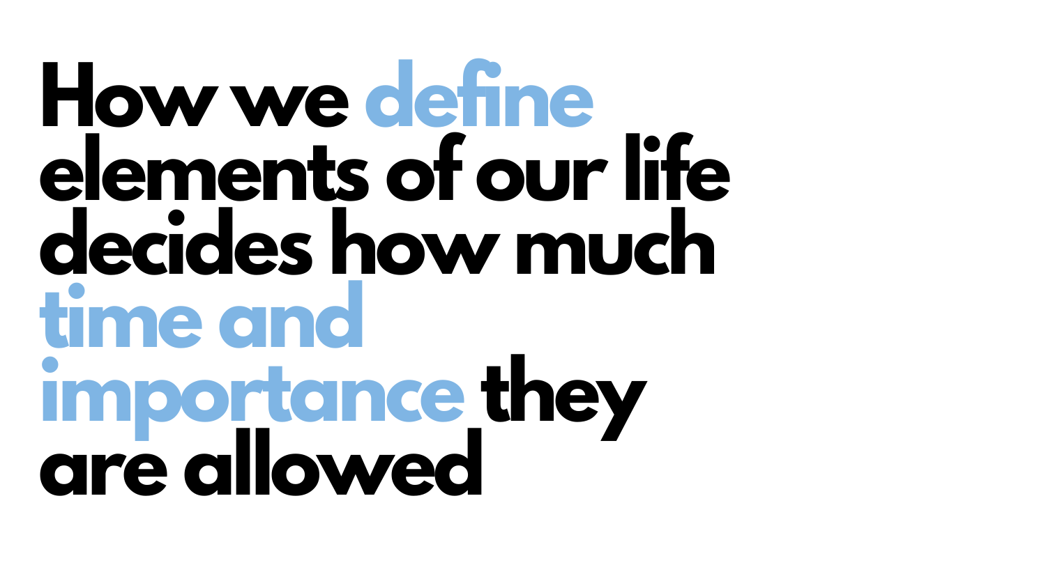# How we **define** elements of our life decides how much **time and importance** they are allowed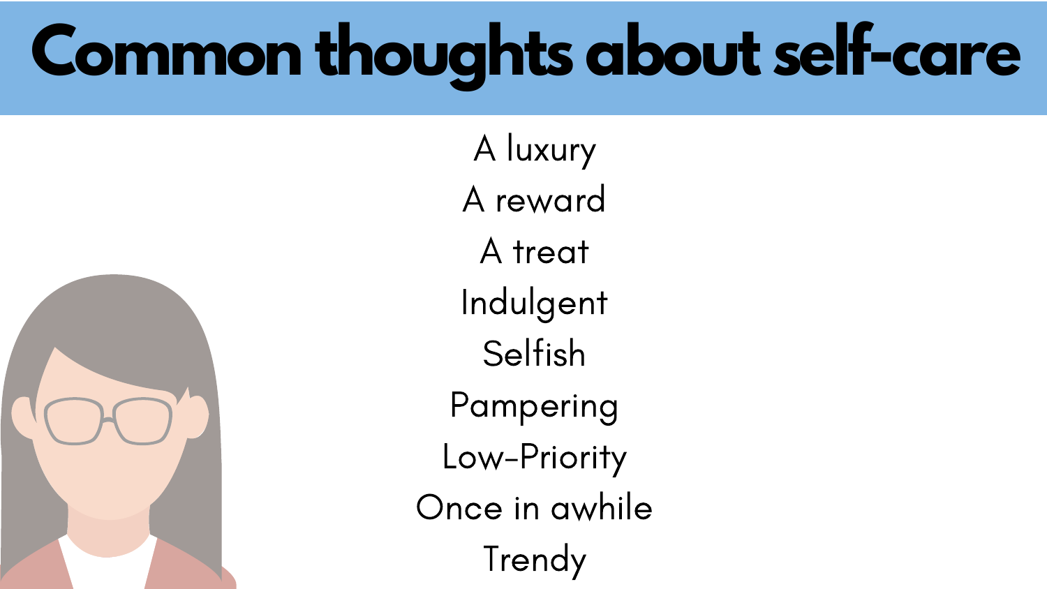# Common thoughts about self-care

- A luxury
- A reward
- A treat
- Indulgent
- Selfish
- Pampering
- Low-Priority
- Once in awhile
- Trendy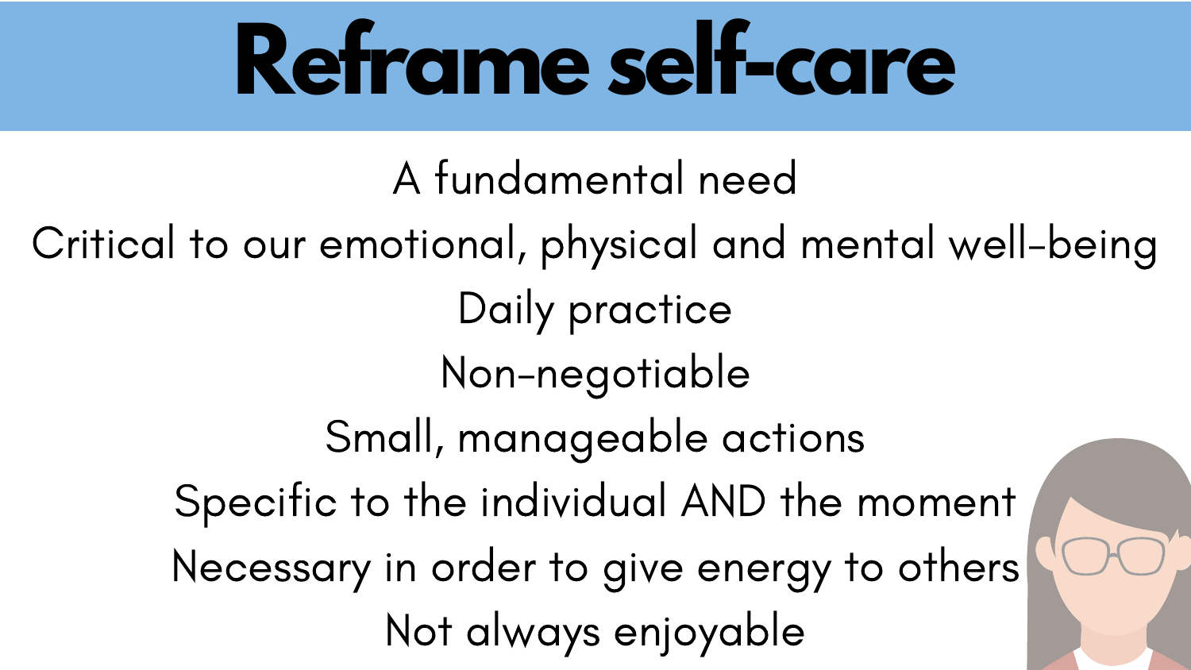# Reframe self-care

A fundamental need

Critical to our emotional, physical and mental well-being

Daily practice

Non-negotiable

Small, manageable actions

Specific to the individual AND the moment

Necessary in order to give energy to others

Not always enjoyable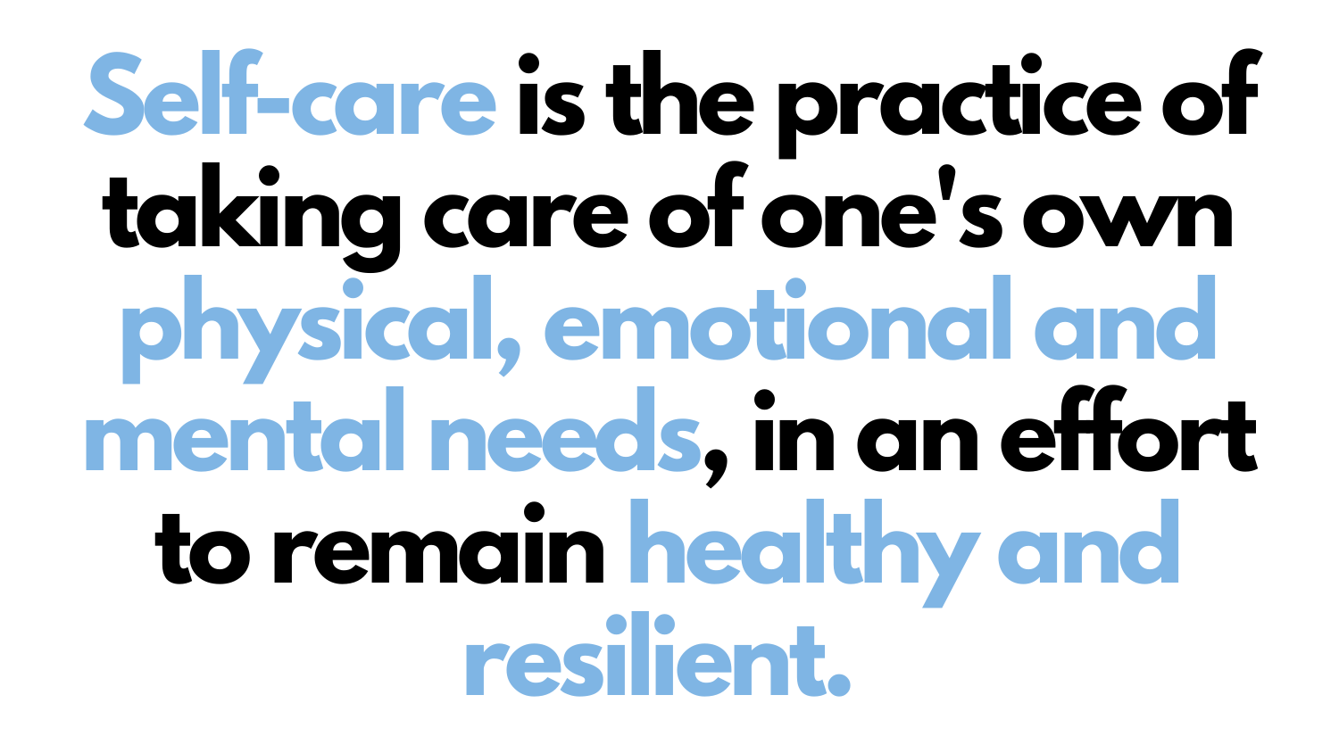**Self-care** is the practice of taking care of one's own **physical, emotional and mental needs**, in an effort to remain **healthy and resilient.**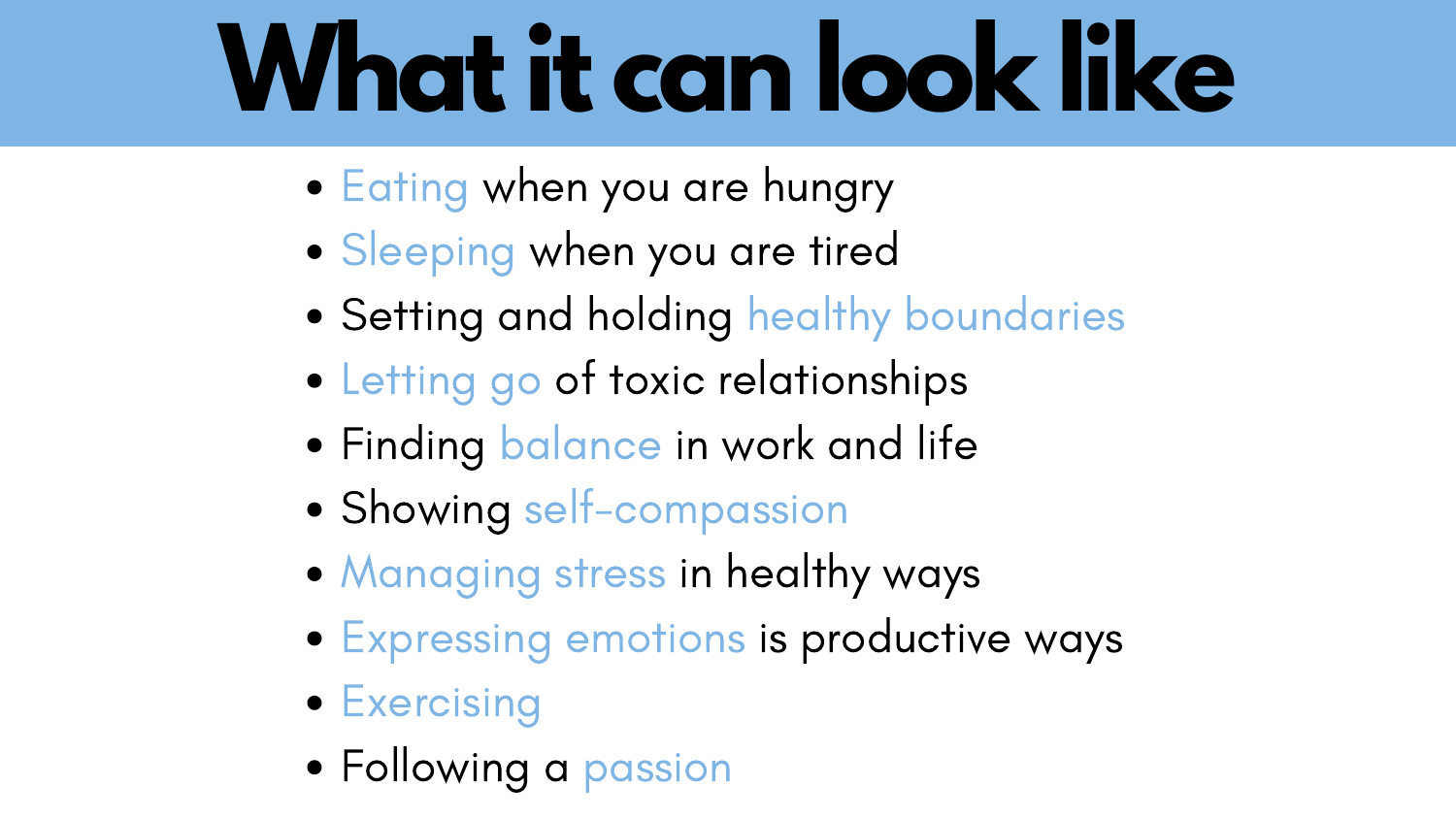# What it can look like

- Eating when you are hungry
- Sleeping when you are tired
- Setting and holding healthy boundaries
- Letting go of toxic relationships
- Finding balance in work and life
- Showing self-compassion
- Managing stress in healthy ways
- Expressing emotions is productive ways
- Exercising
- Following a passion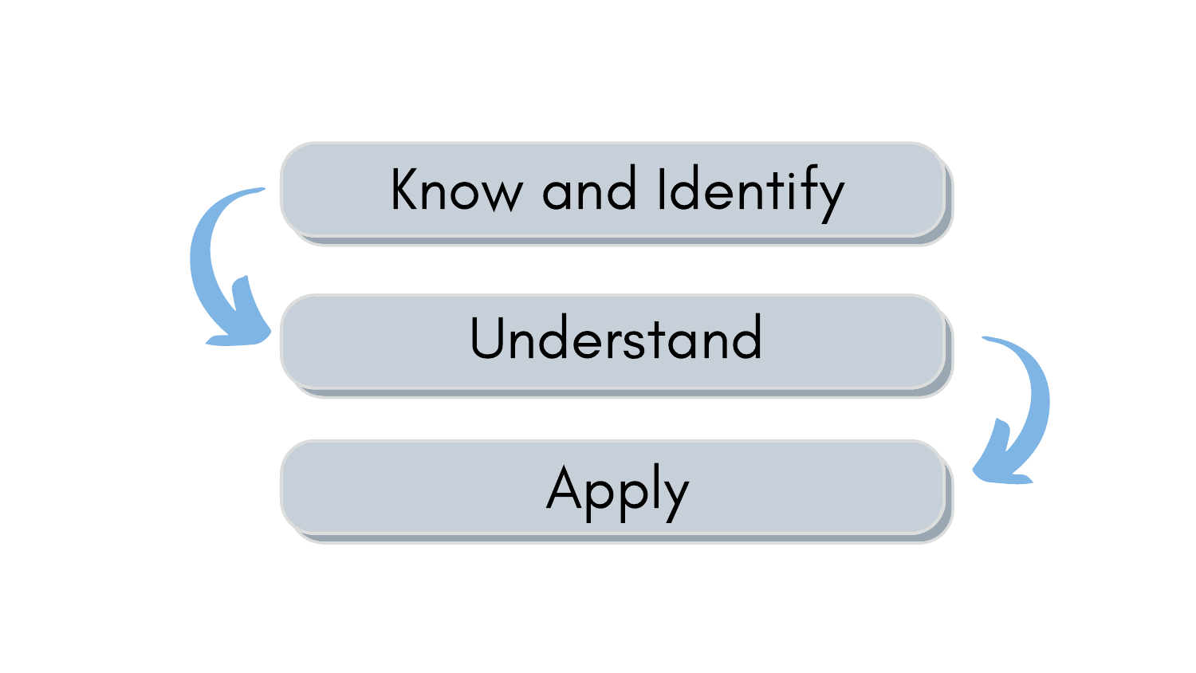Know and Identify

Understand

Apply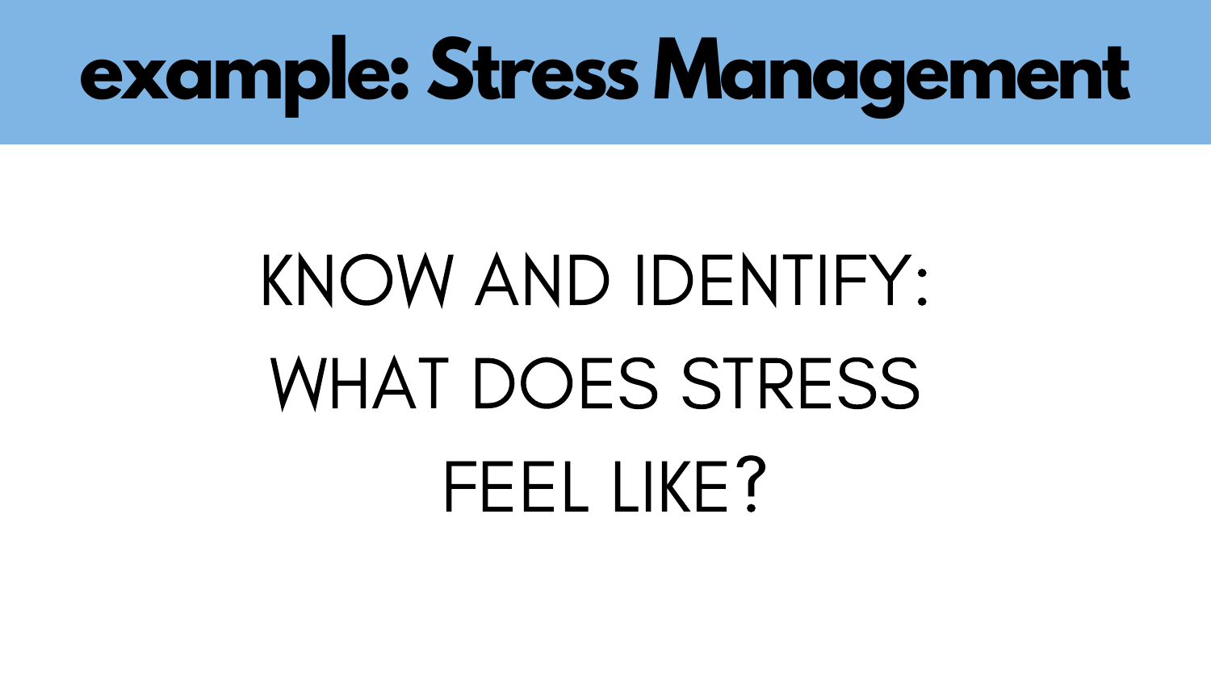# example: Stress Management

KNOW AND IDENTIFY: WHAT DOES STRESS FEEL LIKE?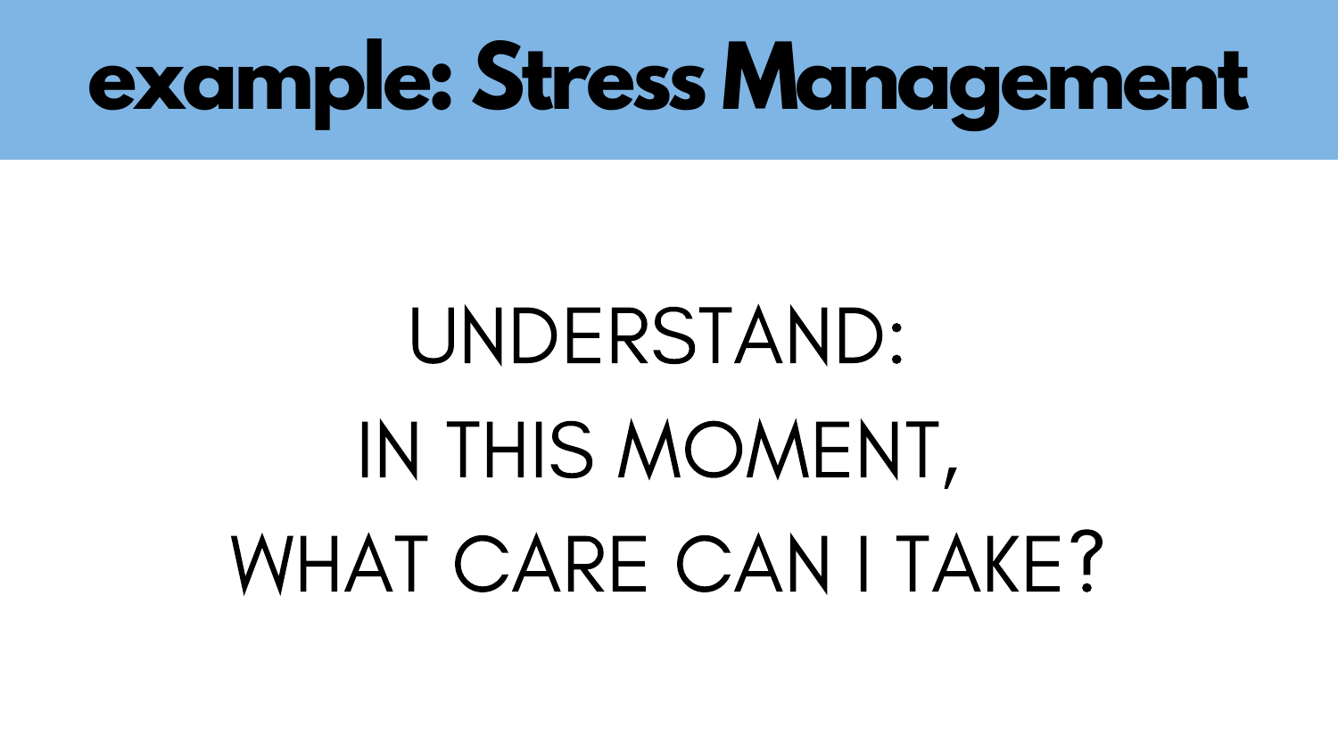# example: Stress Management

UNDERSTAND:

IN THIS MOMENT,

WHAT CARE CAN I TAKE?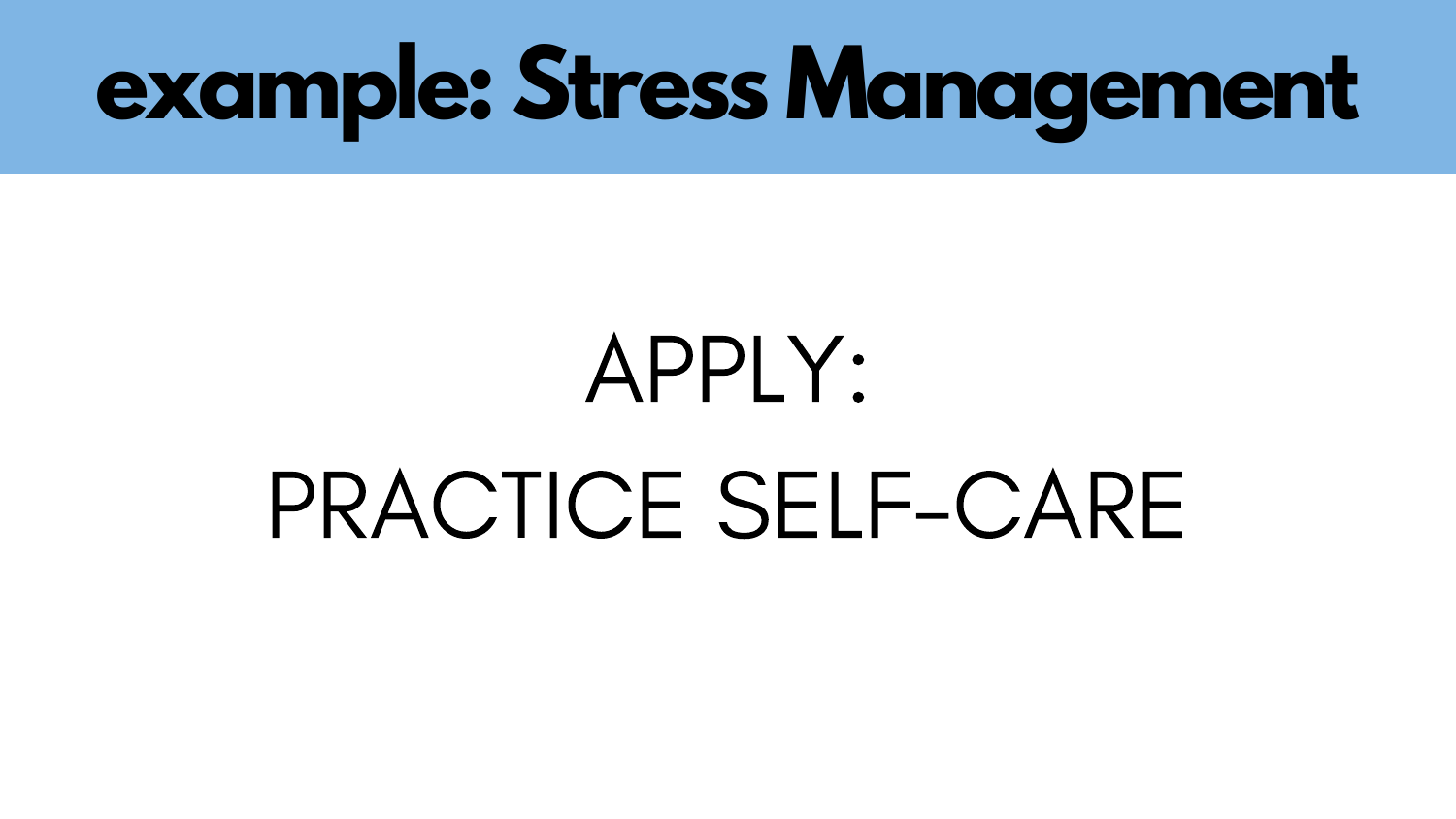# example: Stress Management

APPLY:
PRACTICE SELF-CARE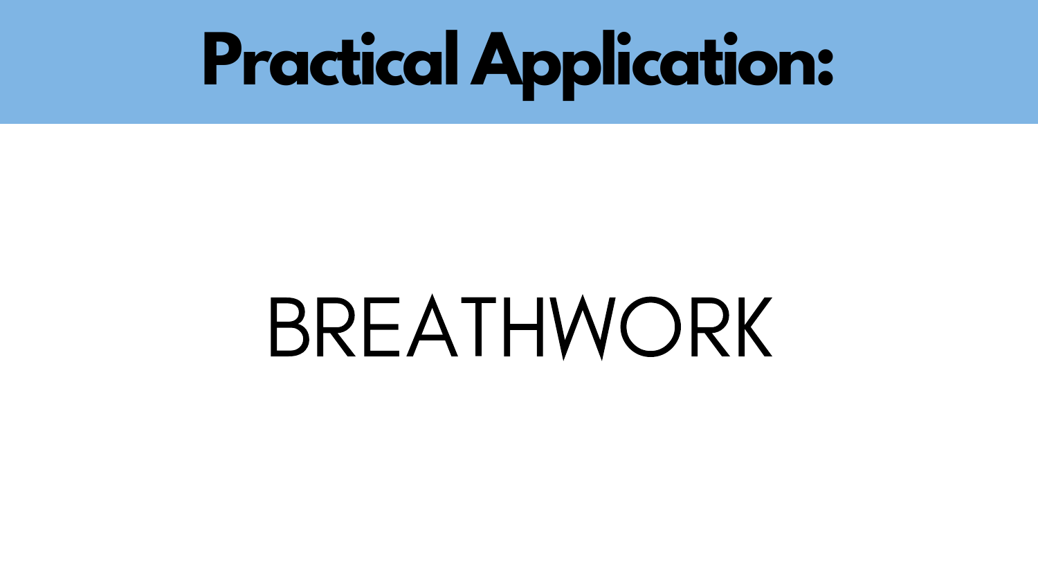# Practical Application:

BREATHWORK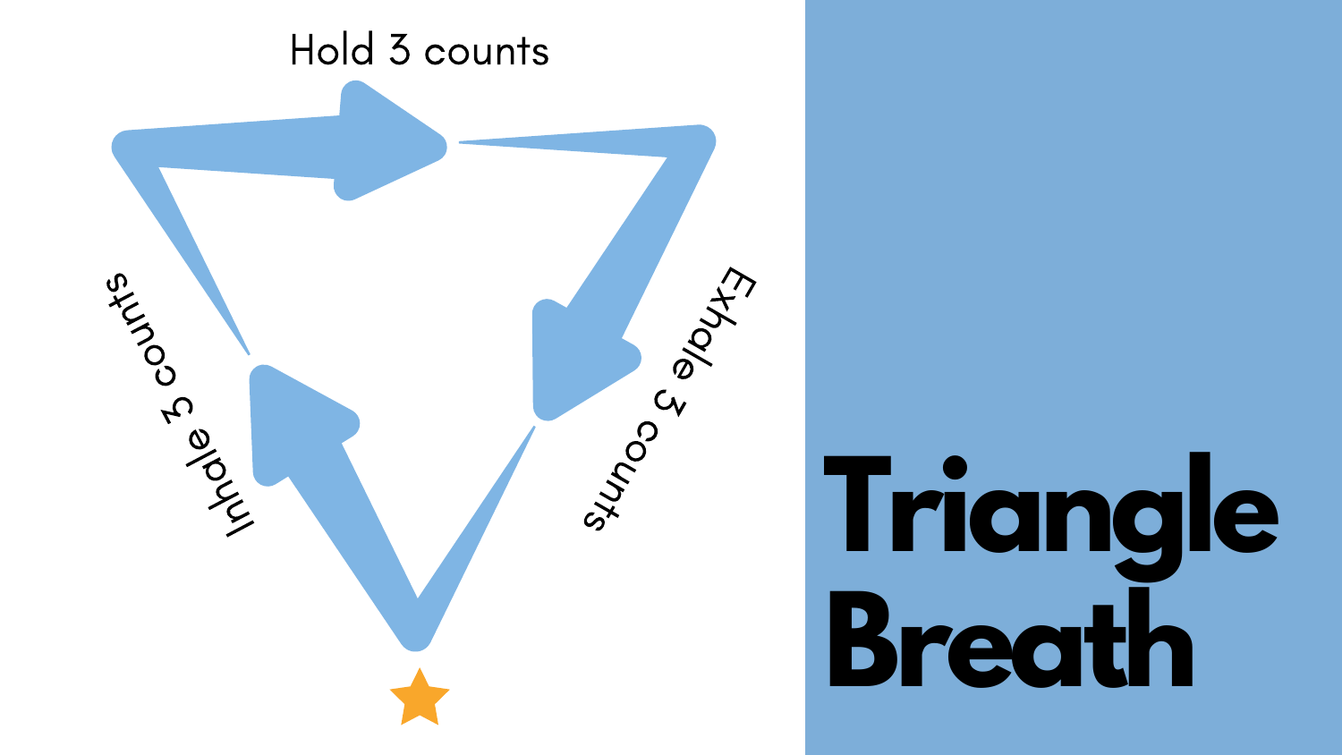# Triangle Breath

Hold 3 counts

Inhale 3 counts

Exhale 3 counts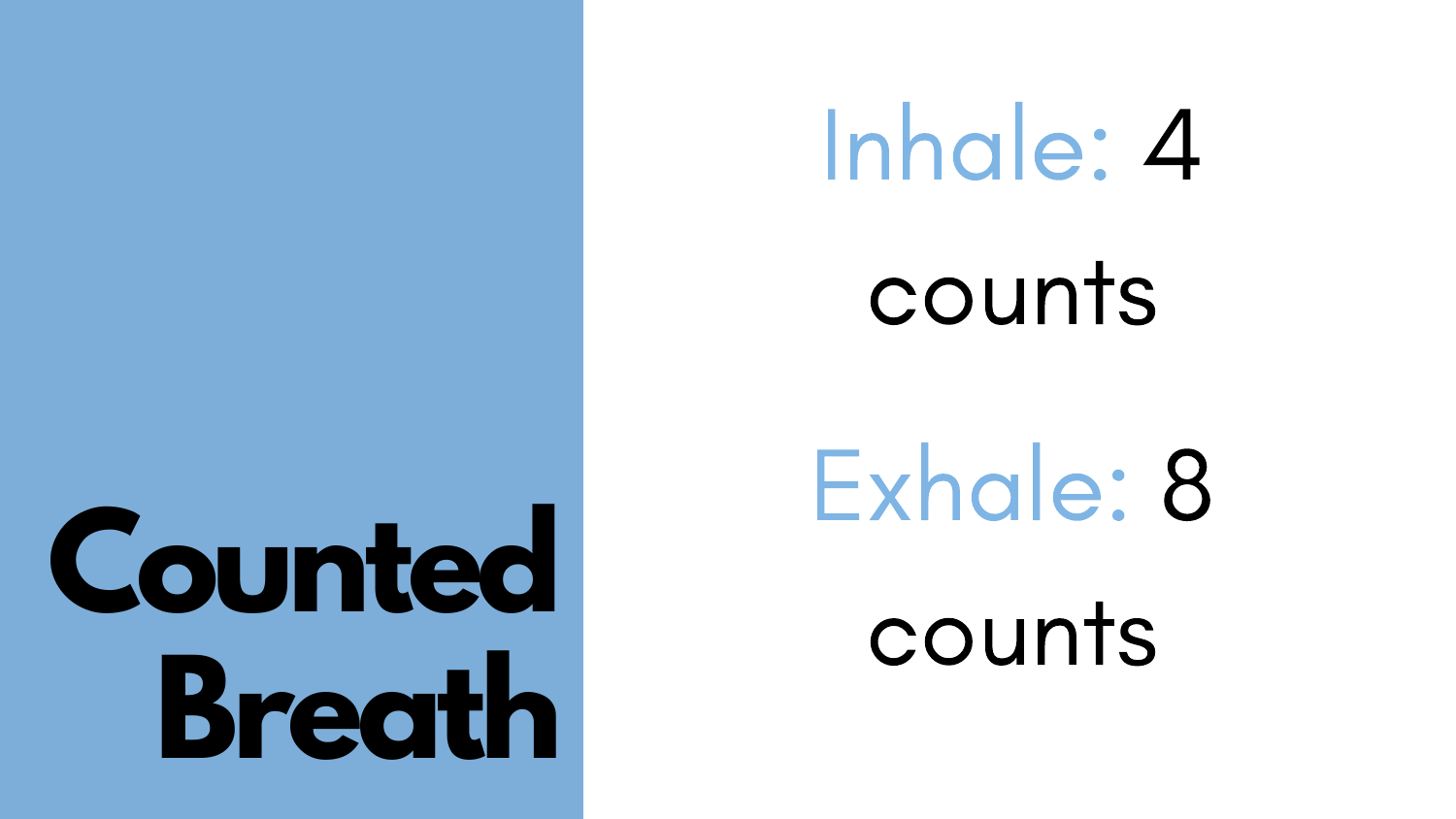# Counted Breath

Inhale: 4 counts

Exhale: 8 counts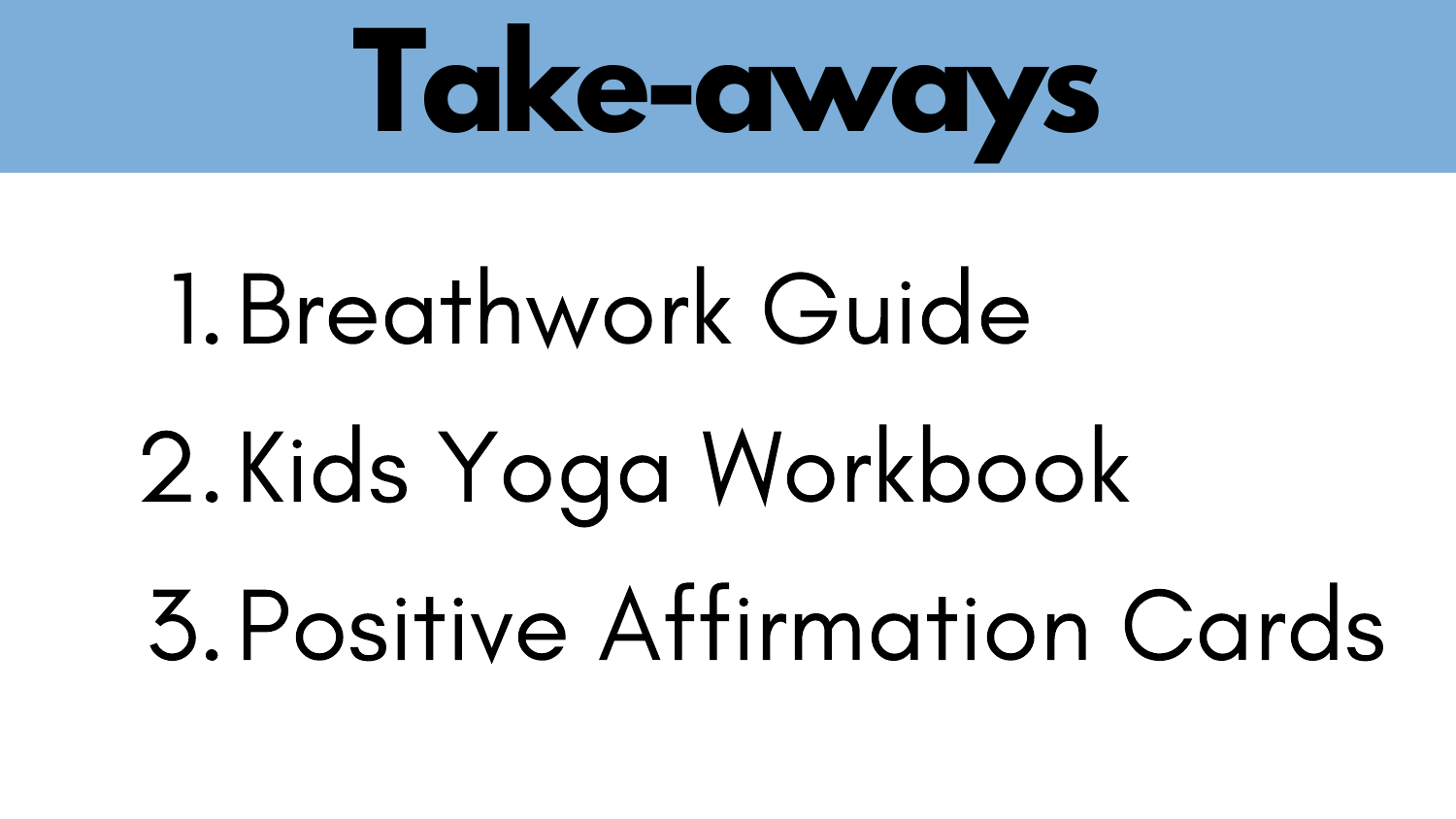# Take-aways

1. Breathwork Guide
2. Kids Yoga Workbook
3. Positive Affirmation Cards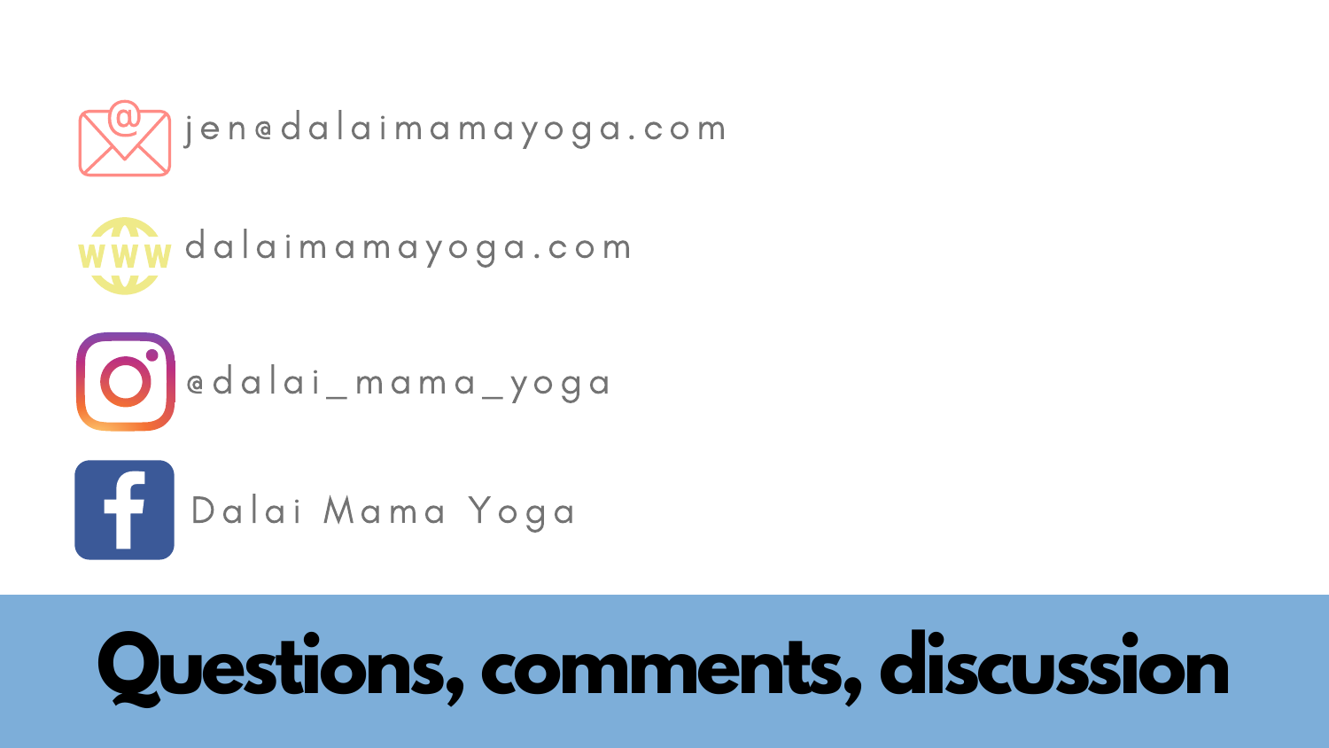jen@dalaimamayoga.com

dalaimamayoga.com

@dalai_mama_yoga

Dalai Mama Yoga

# Questions, comments, discussion